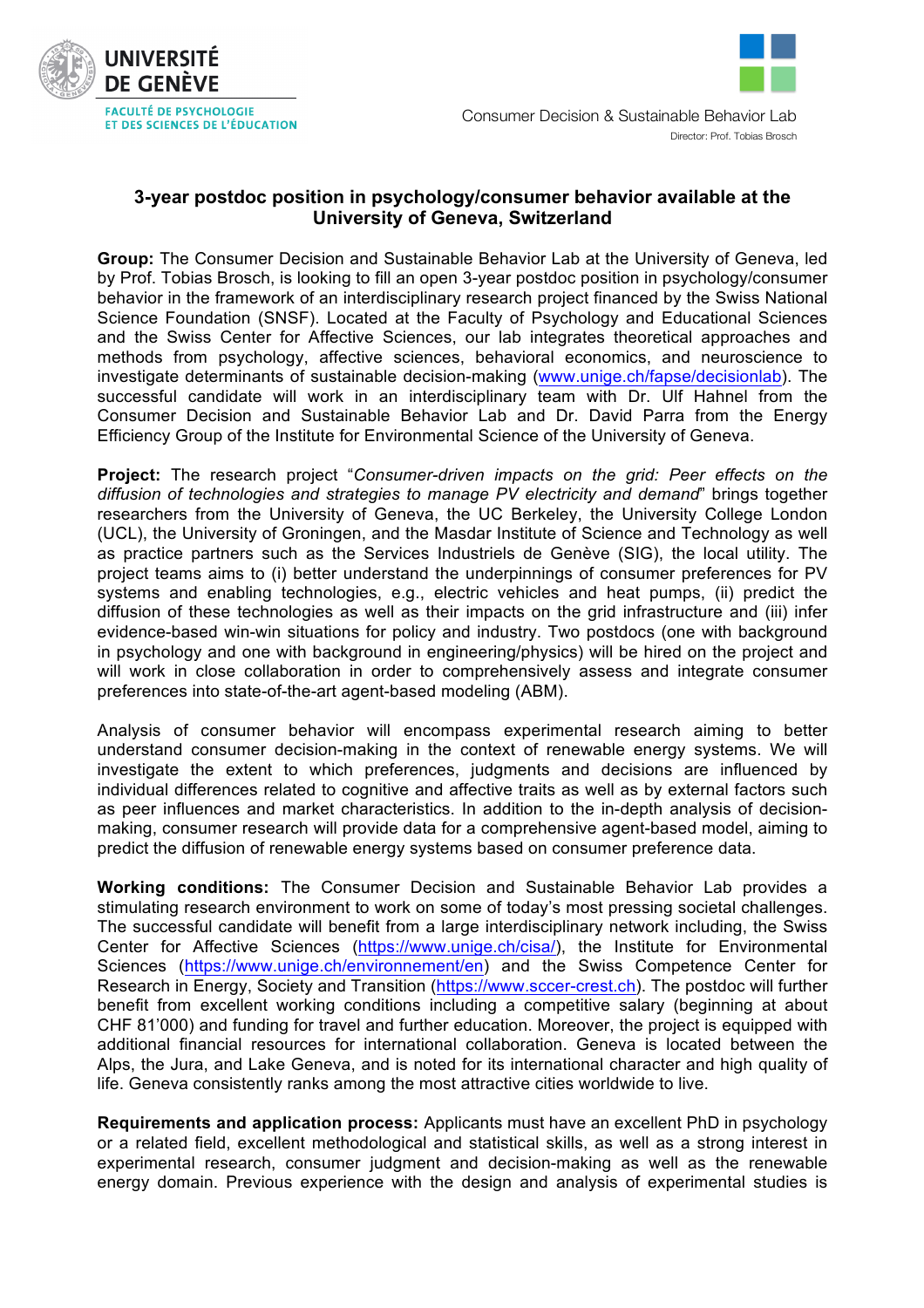UNIVERSITÉ DE GENÈVE

FACULTÉ DE PSYCHOLOGIE ET DES SCIENCES DE L'ÉDUCATION

Consumer Decision & Sustainable Behavior Lab

Director: Prof. Tobias Brosch

# 3-year postdoc position in psychology/consumer behavior available at the University of Geneva, Switzerland

**Group:** The Consumer Decision and Sustainable Behavior Lab at the University of Geneva, led by Prof. Tobias Brosch, is looking to fill an open 3-year postdoc position in psychology/consumer behavior in the framework of an interdisciplinary research project financed by the Swiss National Science Foundation (SNSF). Located at the Faculty of Psychology and Educational Sciences and the Swiss Center for Affective Sciences, our lab integrates theoretical approaches and methods from psychology, affective sciences, behavioral economics, and neuroscience to investigate determinants of sustainable decision-making (www.unige.ch/fapse/decisionlab). The successful candidate will work in an interdisciplinary team with Dr. Ulf Hahnel from the Consumer Decision and Sustainable Behavior Lab and Dr. David Parra from the Energy Efficiency Group of the Institute for Environmental Science of the University of Geneva.

**Project:** The research project "*Consumer-driven impacts on the grid: Peer effects on the diffusion of technologies and strategies to manage PV electricity and demand*" brings together researchers from the University of Geneva, the UC Berkeley, the University College London (UCL), the University of Groningen, and the Masdar Institute of Science and Technology as well as practice partners such as the Services Industriels de Genève (SIG), the local utility. The project teams aims to (i) better understand the underpinnings of consumer preferences for PV systems and enabling technologies, e.g., electric vehicles and heat pumps, (ii) predict the diffusion of these technologies as well as their impacts on the grid infrastructure and (iii) infer evidence-based win-win situations for policy and industry. Two postdocs (one with background in psychology and one with background in engineering/physics) will be hired on the project and will work in close collaboration in order to comprehensively assess and integrate consumer preferences into state-of-the-art agent-based modeling (ABM).

Analysis of consumer behavior will encompass experimental research aiming to better understand consumer decision-making in the context of renewable energy systems. We will investigate the extent to which preferences, judgments and decisions are influenced by individual differences related to cognitive and affective traits as well as by external factors such as peer influences and market characteristics. In addition to the in-depth analysis of decision-making, consumer research will provide data for a comprehensive agent-based model, aiming to predict the diffusion of renewable energy systems based on consumer preference data.

**Working conditions:** The Consumer Decision and Sustainable Behavior Lab provides a stimulating research environment to work on some of today's most pressing societal challenges. The successful candidate will benefit from a large interdisciplinary network including, the Swiss Center for Affective Sciences (https://www.unige.ch/cisa/), the Institute for Environmental Sciences (https://www.unige.ch/environnement/en) and the Swiss Competence Center for Research in Energy, Society and Transition (https://www.sccer-crest.ch). The postdoc will further benefit from excellent working conditions including a competitive salary (beginning at about CHF 81'000) and funding for travel and further education. Moreover, the project is equipped with additional financial resources for international collaboration. Geneva is located between the Alps, the Jura, and Lake Geneva, and is noted for its international character and high quality of life. Geneva consistently ranks among the most attractive cities worldwide to live.

**Requirements and application process:** Applicants must have an excellent PhD in psychology or a related field, excellent methodological and statistical skills, as well as a strong interest in experimental research, consumer judgment and decision-making as well as the renewable energy domain. Previous experience with the design and analysis of experimental studies is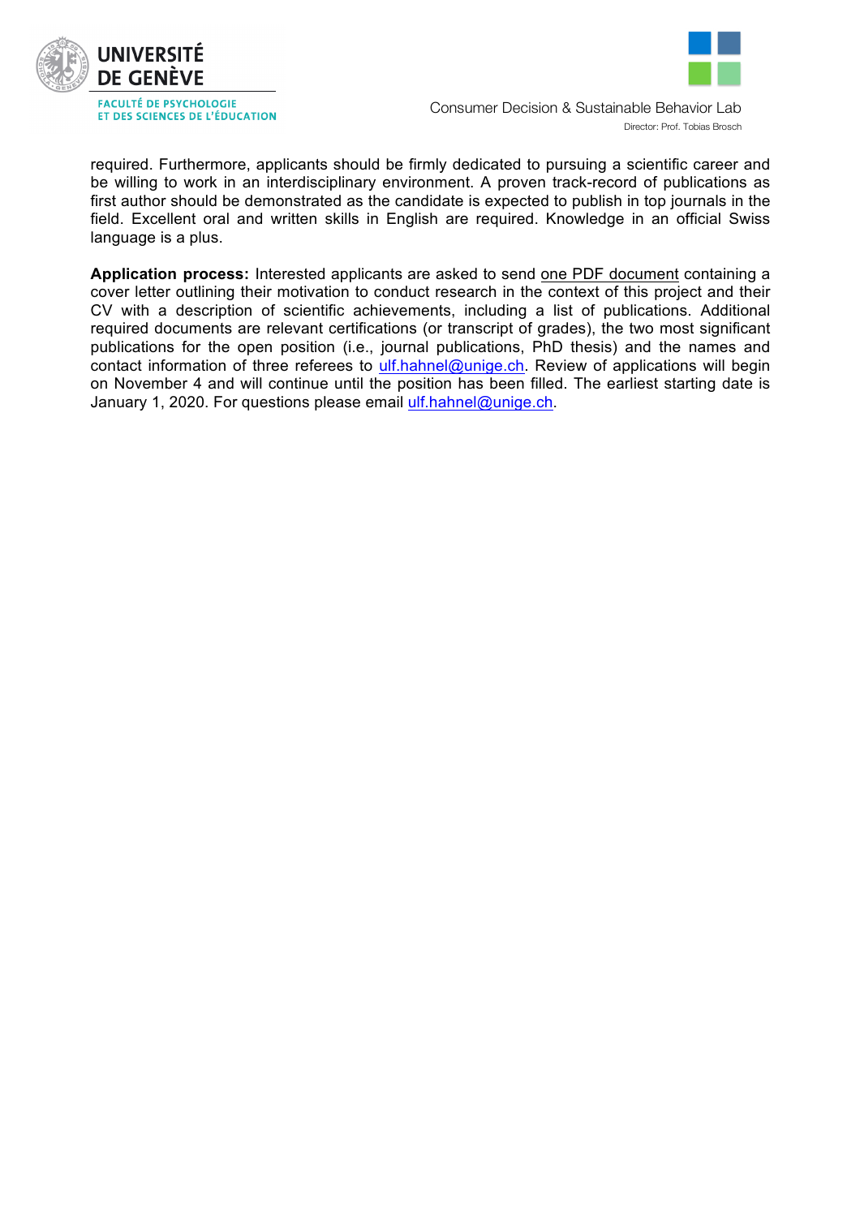required. Furthermore, applicants should be firmly dedicated to pursuing a scientific career and be willing to work in an interdisciplinary environment. A proven track-record of publications as first author should be demonstrated as the candidate is expected to publish in top journals in the field. Excellent oral and written skills in English are required. Knowledge in an official Swiss language is a plus.

**Application process:** Interested applicants are asked to send one PDF document containing a cover letter outlining their motivation to conduct research in the context of this project and their CV with a description of scientific achievements, including a list of publications. Additional required documents are relevant certifications (or transcript of grades), the two most significant publications for the open position (i.e., journal publications, PhD thesis) and the names and contact information of three referees to ulf.hahnel@unige.ch. Review of applications will begin on November 4 and will continue until the position has been filled. The earliest starting date is January 1, 2020. For questions please email ulf.hahnel@unige.ch.